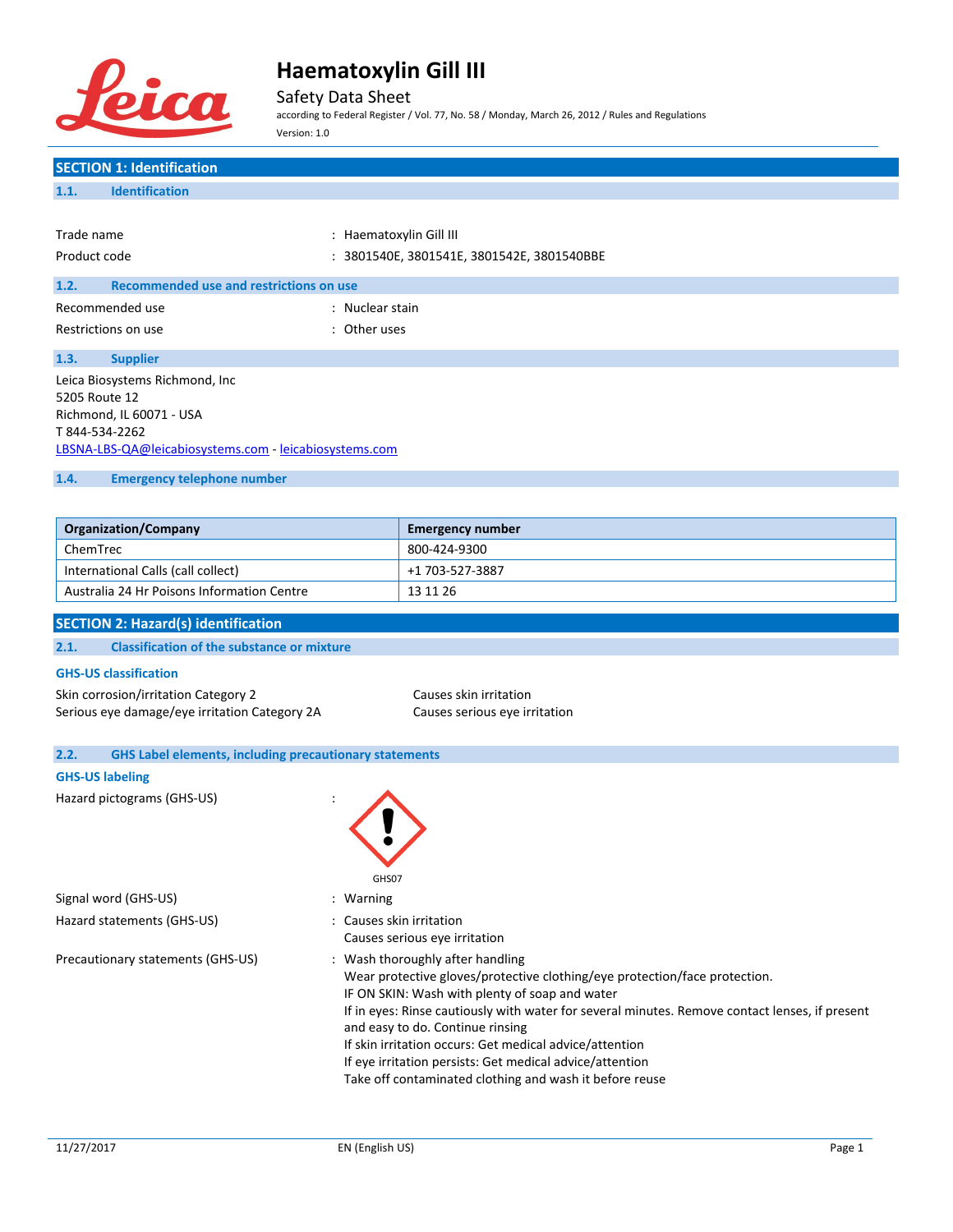# Haematoxylin Gill III

Safety Data Sheet

according to Federal Register / Vol. 77, No. 58 / Monday, March 26, 2012 / Rules and Regulations

Version: 1.0

## SECTION 1: Identification

### 1.1. Identification

Trade name : Haematoxylin Gill III

Product code : 3801540E, 3801541E, 3801542E, 3801540BBE

### 1.2. Recommended use and restrictions on use

Recommended use : Nuclear stain

Restrictions on use : Other uses

### 1.3. Supplier

Leica Biosystems Richmond, Inc
5205 Route 12
Richmond, IL 60071 - USA
T 844-534-2262
LBSNA-LBS-QA@leicabiosystems.com - leicabiosystems.com

### 1.4. Emergency telephone number

| Organization/Company | Emergency number |
|---|---|
| ChemTrec | 800-424-9300 |
| International Calls (call collect) | +1 703-527-3887 |
| Australia 24 Hr Poisons Information Centre | 13 11 26 |

## SECTION 2: Hazard(s) identification

### 2.1. Classification of the substance or mixture

**GHS-US classification**

Skin corrosion/irritation Category 2 — Causes skin irritation
Serious eye damage/eye irritation Category 2A — Causes serious eye irritation

### 2.2. GHS Label elements, including precautionary statements

**GHS-US labeling**

Hazard pictograms (GHS-US) : GHS07

Signal word (GHS-US) : Warning

Hazard statements (GHS-US) : Causes skin irritation
Causes serious eye irritation

Precautionary statements (GHS-US) : Wash thoroughly after handling
Wear protective gloves/protective clothing/eye protection/face protection.
IF ON SKIN: Wash with plenty of soap and water
If in eyes: Rinse cautiously with water for several minutes. Remove contact lenses, if present and easy to do. Continue rinsing
If skin irritation occurs: Get medical advice/attention
If eye irritation persists: Get medical advice/attention
Take off contaminated clothing and wash it before reuse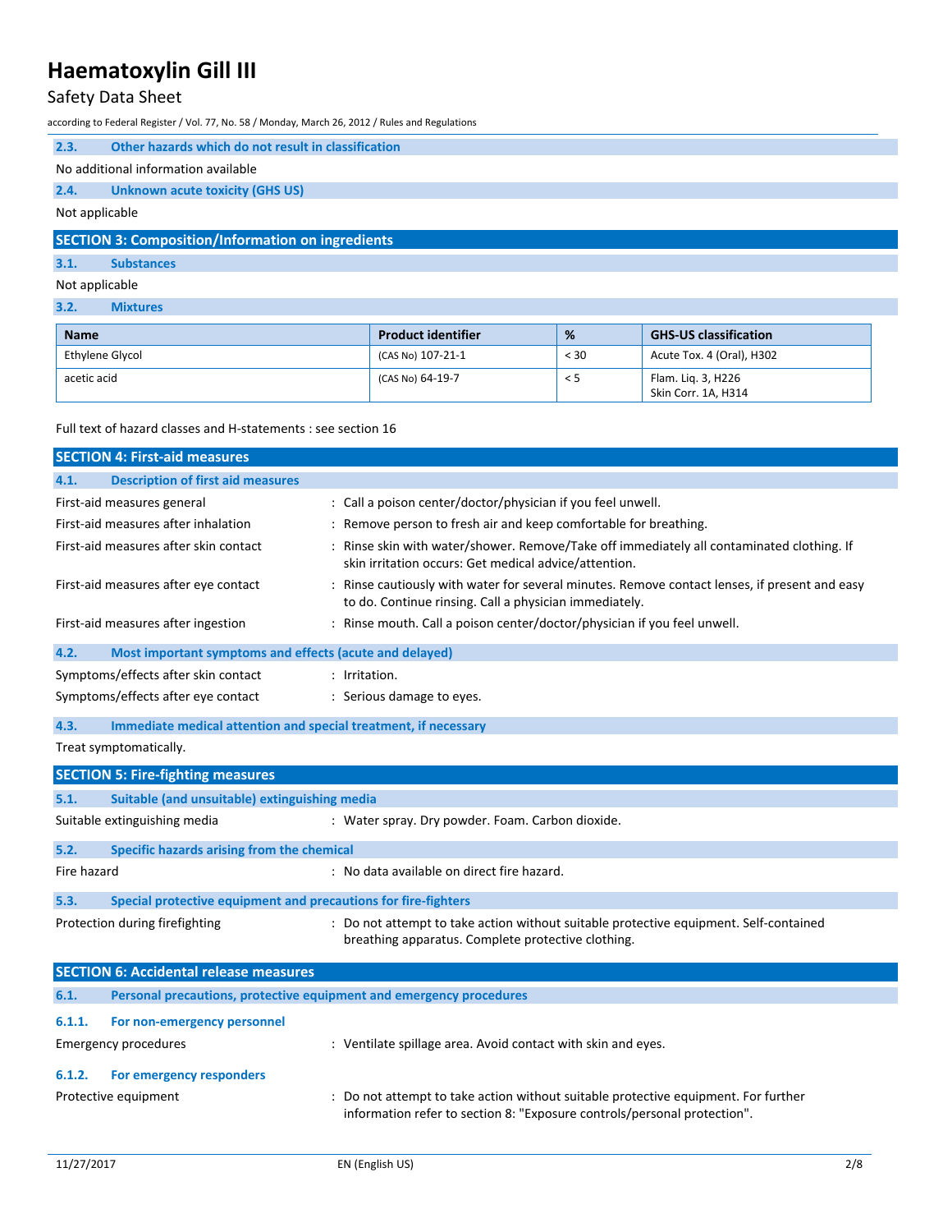#### 2.3. Other hazards which do not result in classification

No additional information available

#### 2.4. Unknown acute toxicity (GHS US)

Not applicable

## SECTION 3: Composition/Information on ingredients

#### 3.1. Substances

Not applicable

#### 3.2. Mixtures

| Name | Product identifier | % | GHS-US classification |
|---|---|---|---|
| Ethylene Glycol | (CAS No) 107-21-1 | < 30 | Acute Tox. 4 (Oral), H302 |
| acetic acid | (CAS No) 64-19-7 | < 5 | Flam. Liq. 3, H226<br>Skin Corr. 1A, H314 |

Full text of hazard classes and H-statements : see section 16

## SECTION 4: First-aid measures

#### 4.1. Description of first aid measures

First-aid measures general : Call a poison center/doctor/physician if you feel unwell.

First-aid measures after inhalation : Remove person to fresh air and keep comfortable for breathing.

First-aid measures after skin contact : Rinse skin with water/shower. Remove/Take off immediately all contaminated clothing. If skin irritation occurs: Get medical advice/attention.

First-aid measures after eye contact : Rinse cautiously with water for several minutes. Remove contact lenses, if present and easy to do. Continue rinsing. Call a physician immediately.

First-aid measures after ingestion : Rinse mouth. Call a poison center/doctor/physician if you feel unwell.

#### 4.2. Most important symptoms and effects (acute and delayed)

Symptoms/effects after skin contact : Irritation.

Symptoms/effects after eye contact : Serious damage to eyes.

#### 4.3. Immediate medical attention and special treatment, if necessary

Treat symptomatically.

## SECTION 5: Fire-fighting measures

#### 5.1. Suitable (and unsuitable) extinguishing media

Suitable extinguishing media : Water spray. Dry powder. Foam. Carbon dioxide.

#### 5.2. Specific hazards arising from the chemical

Fire hazard : No data available on direct fire hazard.

#### 5.3. Special protective equipment and precautions for fire-fighters

Protection during firefighting : Do not attempt to take action without suitable protective equipment. Self-contained breathing apparatus. Complete protective clothing.

## SECTION 6: Accidental release measures

#### 6.1. Personal precautions, protective equipment and emergency procedures

##### 6.1.1. For non-emergency personnel

Emergency procedures : Ventilate spillage area. Avoid contact with skin and eyes.

##### 6.1.2. For emergency responders

Protective equipment : Do not attempt to take action without suitable protective equipment. For further information refer to section 8: "Exposure controls/personal protection".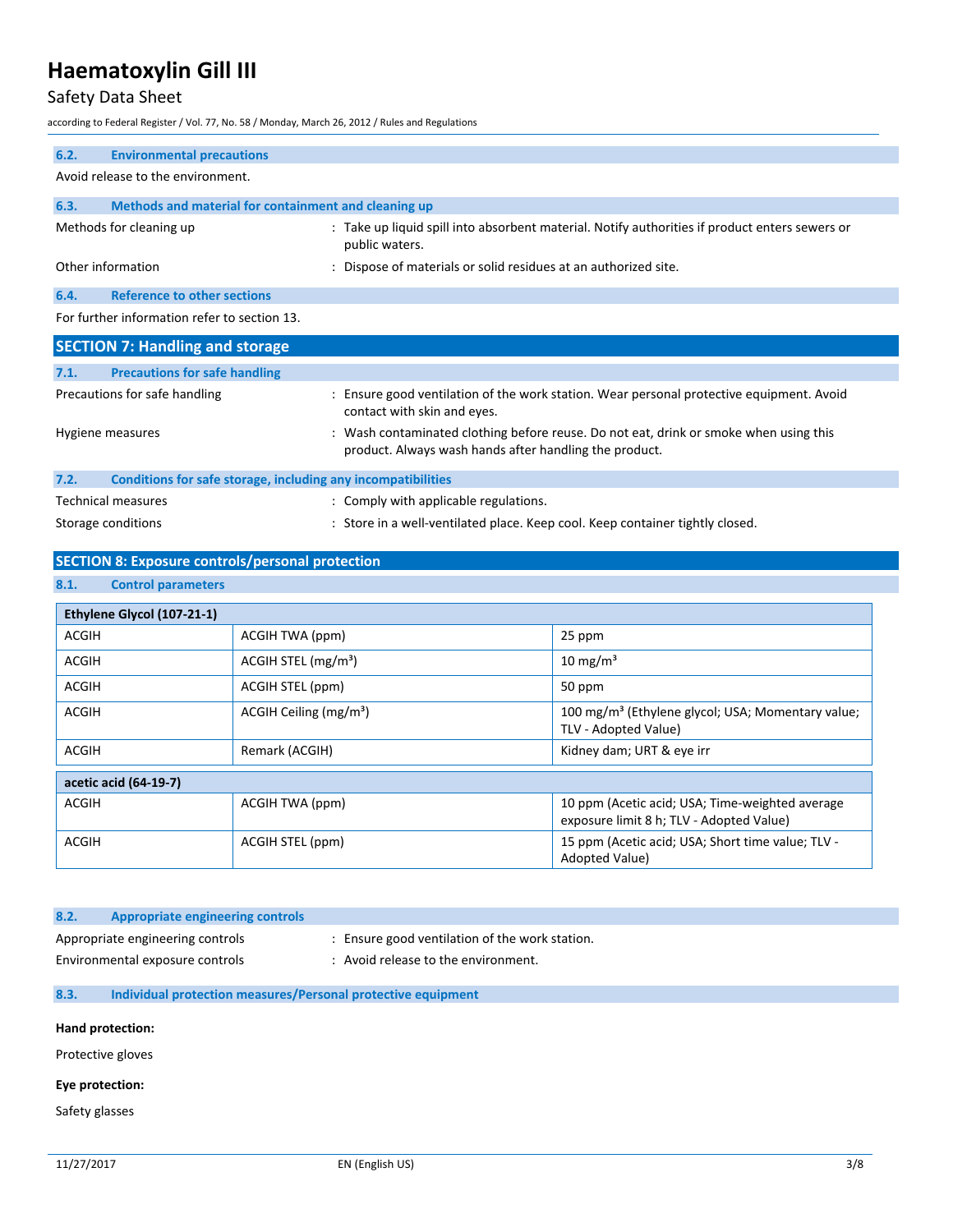### 6.2. Environmental precautions

Avoid release to the environment.

### 6.3. Methods and material for containment and cleaning up

Methods for cleaning up : Take up liquid spill into absorbent material. Notify authorities if product enters sewers or public waters.

Other information : Dispose of materials or solid residues at an authorized site.

### 6.4. Reference to other sections

For further information refer to section 13.

## SECTION 7: Handling and storage

### 7.1. Precautions for safe handling

Precautions for safe handling : Ensure good ventilation of the work station. Wear personal protective equipment. Avoid contact with skin and eyes.

Hygiene measures : Wash contaminated clothing before reuse. Do not eat, drink or smoke when using this product. Always wash hands after handling the product.

### 7.2. Conditions for safe storage, including any incompatibilities

Technical measures : Comply with applicable regulations.

Storage conditions : Store in a well-ventilated place. Keep cool. Keep container tightly closed.

## SECTION 8: Exposure controls/personal protection

### 8.1. Control parameters

| Ethylene Glycol (107-21-1) | | |
|---|---|---|
| ACGIH | ACGIH TWA (ppm) | 25 ppm |
| ACGIH | ACGIH STEL (mg/m³) | 10 mg/m³ |
| ACGIH | ACGIH STEL (ppm) | 50 ppm |
| ACGIH | ACGIH Ceiling (mg/m³) | 100 mg/m³ (Ethylene glycol; USA; Momentary value; TLV - Adopted Value) |
| ACGIH | Remark (ACGIH) | Kidney dam; URT & eye irr |

| acetic acid (64-19-7) | | |
|---|---|---|
| ACGIH | ACGIH TWA (ppm) | 10 ppm (Acetic acid; USA; Time-weighted average exposure limit 8 h; TLV - Adopted Value) |
| ACGIH | ACGIH STEL (ppm) | 15 ppm (Acetic acid; USA; Short time value; TLV - Adopted Value) |

### 8.2. Appropriate engineering controls

Appropriate engineering controls : Ensure good ventilation of the work station.

Environmental exposure controls : Avoid release to the environment.

### 8.3. Individual protection measures/Personal protective equipment

**Hand protection:**

Protective gloves

**Eye protection:**

Safety glasses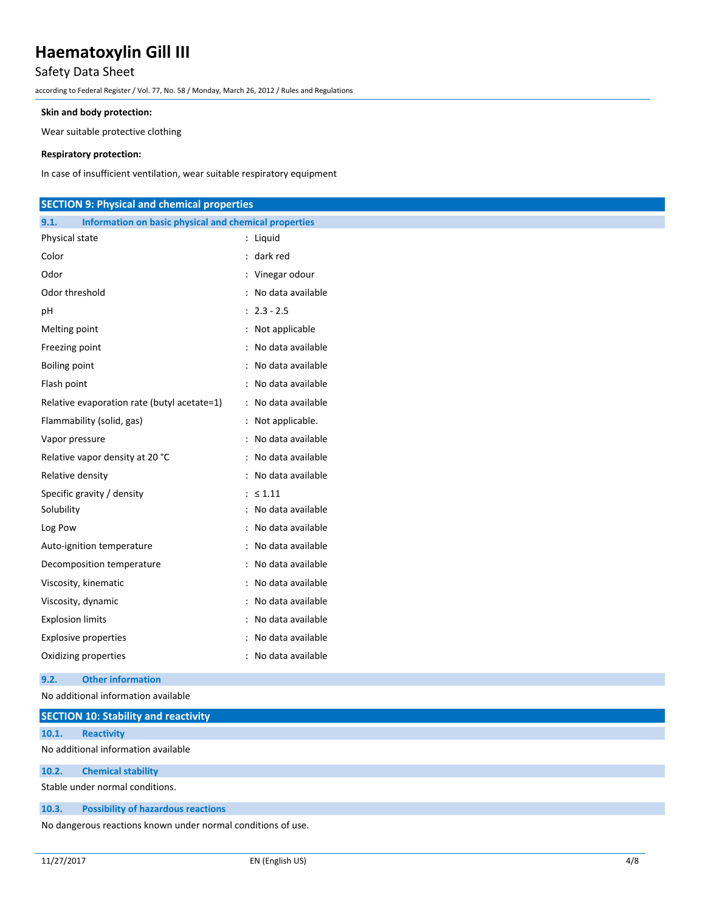**Skin and body protection:**

Wear suitable protective clothing

**Respiratory protection:**

In case of insufficient ventilation, wear suitable respiratory equipment

## SECTION 9: Physical and chemical properties

### 9.1. Information on basic physical and chemical properties

| Property | Value |
|---|---|
| Physical state | : Liquid |
| Color | : dark red |
| Odor | : Vinegar odour |
| Odor threshold | : No data available |
| pH | : 2.3 - 2.5 |
| Melting point | : Not applicable |
| Freezing point | : No data available |
| Boiling point | : No data available |
| Flash point | : No data available |
| Relative evaporation rate (butyl acetate=1) | : No data available |
| Flammability (solid, gas) | : Not applicable. |
| Vapor pressure | : No data available |
| Relative vapor density at 20 °C | : No data available |
| Relative density | : No data available |
| Specific gravity / density | : ≤ 1.11 |
| Solubility | : No data available |
| Log Pow | : No data available |
| Auto-ignition temperature | : No data available |
| Decomposition temperature | : No data available |
| Viscosity, kinematic | : No data available |
| Viscosity, dynamic | : No data available |
| Explosion limits | : No data available |
| Explosive properties | : No data available |
| Oxidizing properties | : No data available |

### 9.2. Other information

No additional information available

## SECTION 10: Stability and reactivity

### 10.1. Reactivity

No additional information available

### 10.2. Chemical stability

Stable under normal conditions.

### 10.3. Possibility of hazardous reactions

No dangerous reactions known under normal conditions of use.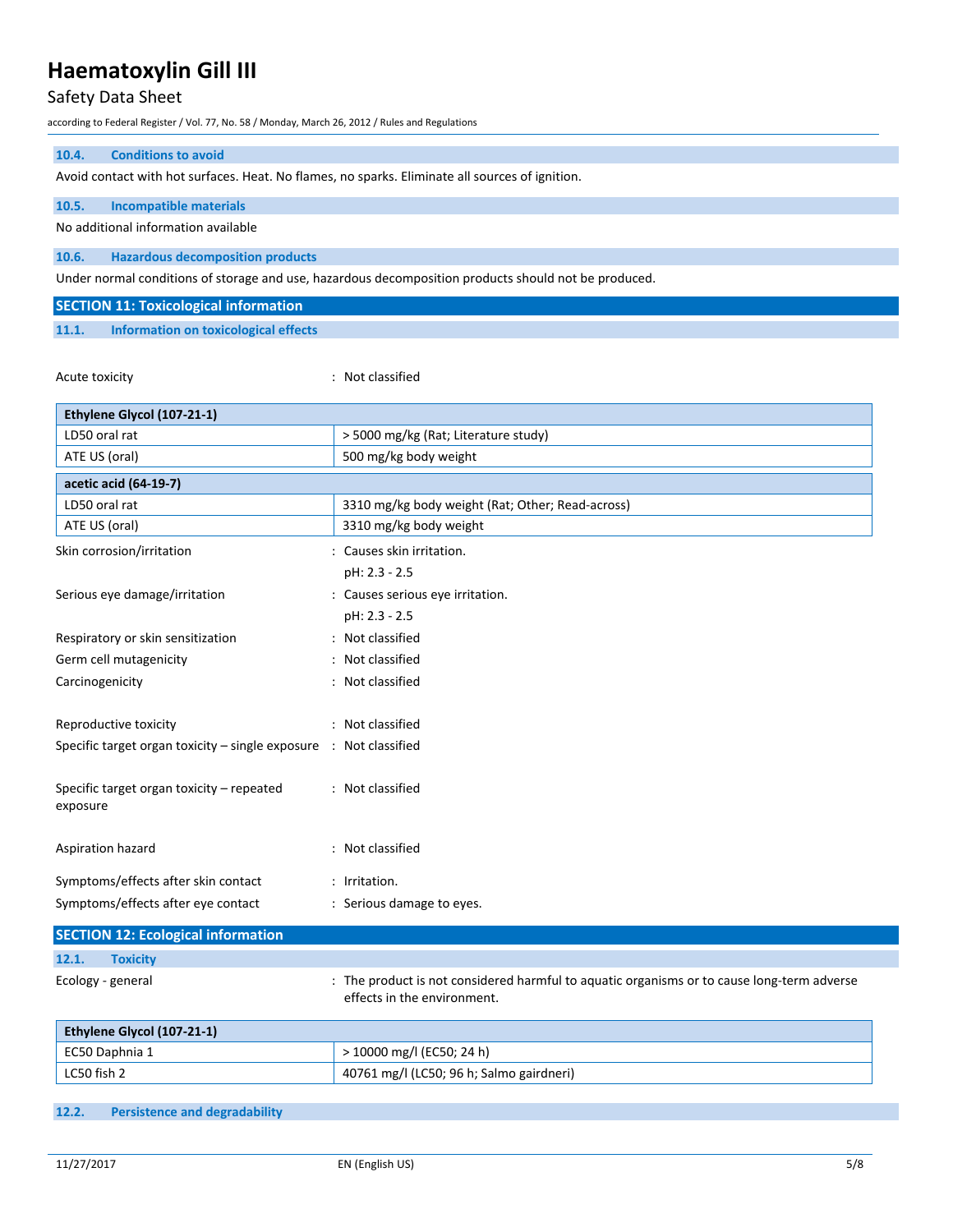### 10.4. Conditions to avoid

Avoid contact with hot surfaces. Heat. No flames, no sparks. Eliminate all sources of ignition.

### 10.5. Incompatible materials

No additional information available

### 10.6. Hazardous decomposition products

Under normal conditions of storage and use, hazardous decomposition products should not be produced.

## SECTION 11: Toxicological information

### 11.1. Information on toxicological effects

Acute toxicity : Not classified

| Ethylene Glycol (107-21-1) | |
|---|---|
| LD50 oral rat | > 5000 mg/kg (Rat; Literature study) |
| ATE US (oral) | 500 mg/kg body weight |

| acetic acid (64-19-7) | |
|---|---|
| LD50 oral rat | 3310 mg/kg body weight (Rat; Other; Read-across) |
| ATE US (oral) | 3310 mg/kg body weight |

Skin corrosion/irritation : Causes skin irritation.
pH: 2.3 - 2.5

Serious eye damage/irritation : Causes serious eye irritation.
pH: 2.3 - 2.5

Respiratory or skin sensitization : Not classified

Germ cell mutagenicity : Not classified

Carcinogenicity : Not classified

Reproductive toxicity : Not classified

Specific target organ toxicity – single exposure : Not classified

Specific target organ toxicity – repeated exposure : Not classified

Aspiration hazard : Not classified

Symptoms/effects after skin contact : Irritation.

Symptoms/effects after eye contact : Serious damage to eyes.

## SECTION 12: Ecological information

### 12.1. Toxicity

Ecology - general : The product is not considered harmful to aquatic organisms or to cause long-term adverse effects in the environment.

| Ethylene Glycol (107-21-1) | |
|---|---|
| EC50 Daphnia 1 | > 10000 mg/l (EC50; 24 h) |
| LC50 fish 2 | 40761 mg/l (LC50; 96 h; Salmo gairdneri) |

### 12.2. Persistence and degradability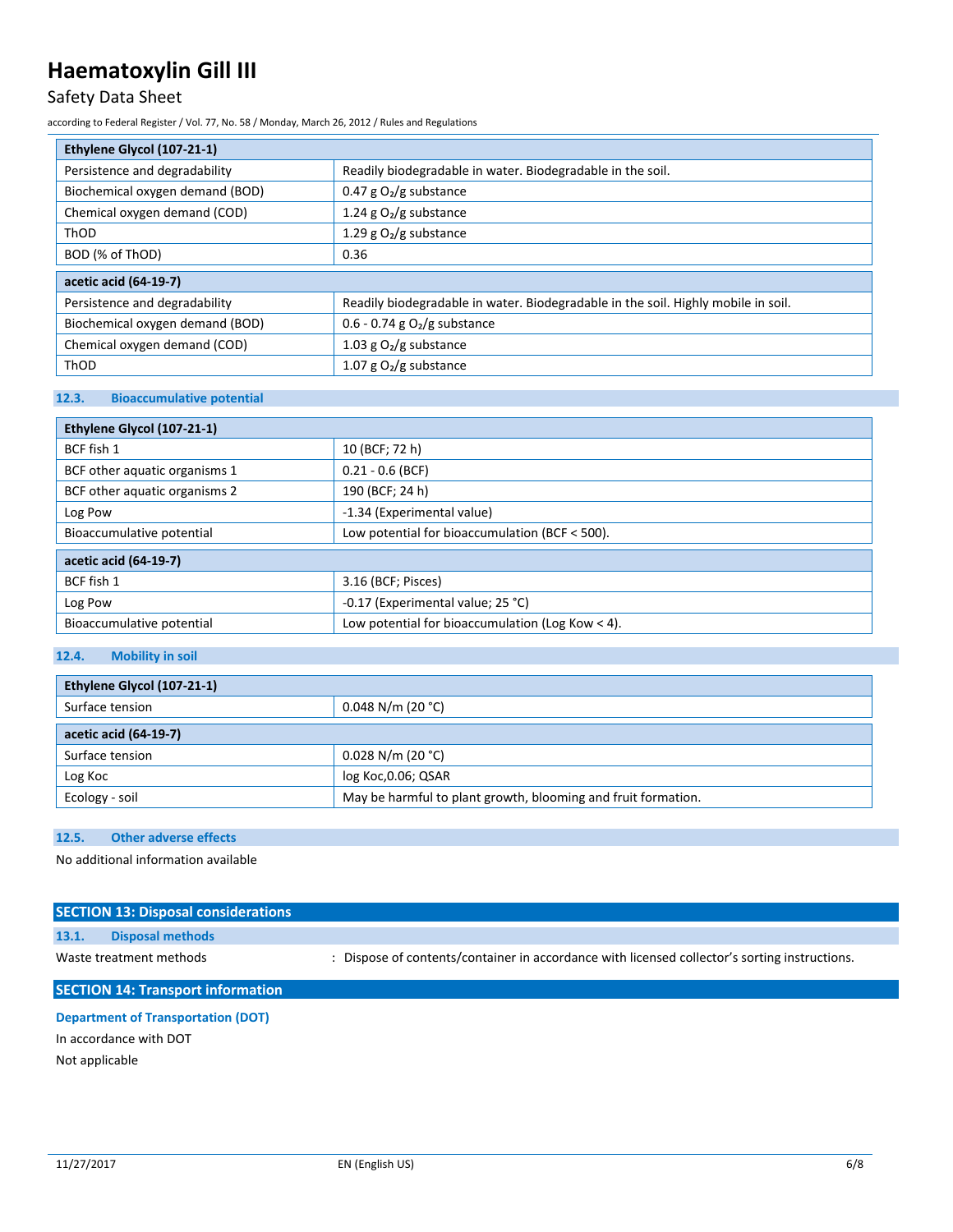| Ethylene Glycol (107-21-1) | |
|---|---|
| Persistence and degradability | Readily biodegradable in water. Biodegradable in the soil. |
| Biochemical oxygen demand (BOD) | 0.47 g $O_2$/g substance |
| Chemical oxygen demand (COD) | 1.24 g $O_2$/g substance |
| ThOD | 1.29 g $O_2$/g substance |
| BOD (% of ThOD) | 0.36 |

| acetic acid (64-19-7) | |
|---|---|
| Persistence and degradability | Readily biodegradable in water. Biodegradable in the soil. Highly mobile in soil. |
| Biochemical oxygen demand (BOD) | 0.6 - 0.74 g $O_2$/g substance |
| Chemical oxygen demand (COD) | 1.03 g $O_2$/g substance |
| ThOD | 1.07 g $O_2$/g substance |

### 12.3. Bioaccumulative potential

| Ethylene Glycol (107-21-1) | |
|---|---|
| BCF fish 1 | 10 (BCF; 72 h) |
| BCF other aquatic organisms 1 | 0.21 - 0.6 (BCF) |
| BCF other aquatic organisms 2 | 190 (BCF; 24 h) |
| Log Pow | -1.34 (Experimental value) |
| Bioaccumulative potential | Low potential for bioaccumulation (BCF < 500). |

| acetic acid (64-19-7) | |
|---|---|
| BCF fish 1 | 3.16 (BCF; Pisces) |
| Log Pow | -0.17 (Experimental value; 25 °C) |
| Bioaccumulative potential | Low potential for bioaccumulation (Log Kow < 4). |

### 12.4. Mobility in soil

| Ethylene Glycol (107-21-1) | |
|---|---|
| Surface tension | 0.048 N/m (20 °C) |

| acetic acid (64-19-7) | |
|---|---|
| Surface tension | 0.028 N/m (20 °C) |
| Log Koc | log Koc,0.06; QSAR |
| Ecology - soil | May be harmful to plant growth, blooming and fruit formation. |

### 12.5. Other adverse effects

No additional information available

## SECTION 13: Disposal considerations

### 13.1. Disposal methods

Waste treatment methods : Dispose of contents/container in accordance with licensed collector's sorting instructions.

## SECTION 14: Transport information

**Department of Transportation (DOT)**

In accordance with DOT

Not applicable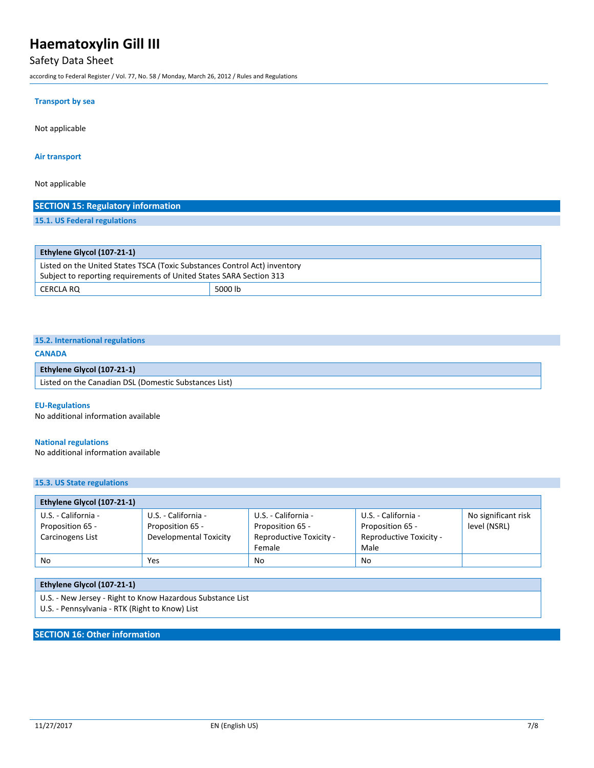#### Transport by sea

Not applicable

#### Air transport

Not applicable

## SECTION 15: Regulatory information

### 15.1. US Federal regulations

| Ethylene Glycol (107-21-1) | |
|---|---|
| Listed on the United States TSCA (Toxic Substances Control Act) inventory<br>Subject to reporting requirements of United States SARA Section 313 | |
| CERCLA RQ | 5000 lb |

### 15.2. International regulations

#### CANADA

| Ethylene Glycol (107-21-1) |
|---|
| Listed on the Canadian DSL (Domestic Substances List) |

#### EU-Regulations

No additional information available

#### National regulations

No additional information available

### 15.3. US State regulations

| Ethylene Glycol (107-21-1) | | | | |
|---|---|---|---|---|
| U.S. - California - Proposition 65 - Carcinogens List | U.S. - California - Proposition 65 - Developmental Toxicity | U.S. - California - Proposition 65 - Reproductive Toxicity - Female | U.S. - California - Proposition 65 - Reproductive Toxicity - Male | No significant risk level (NSRL) |
| No | Yes | No | No | |

| Ethylene Glycol (107-21-1) |
|---|
| U.S. - New Jersey - Right to Know Hazardous Substance List<br>U.S. - Pennsylvania - RTK (Right to Know) List |

## SECTION 16: Other information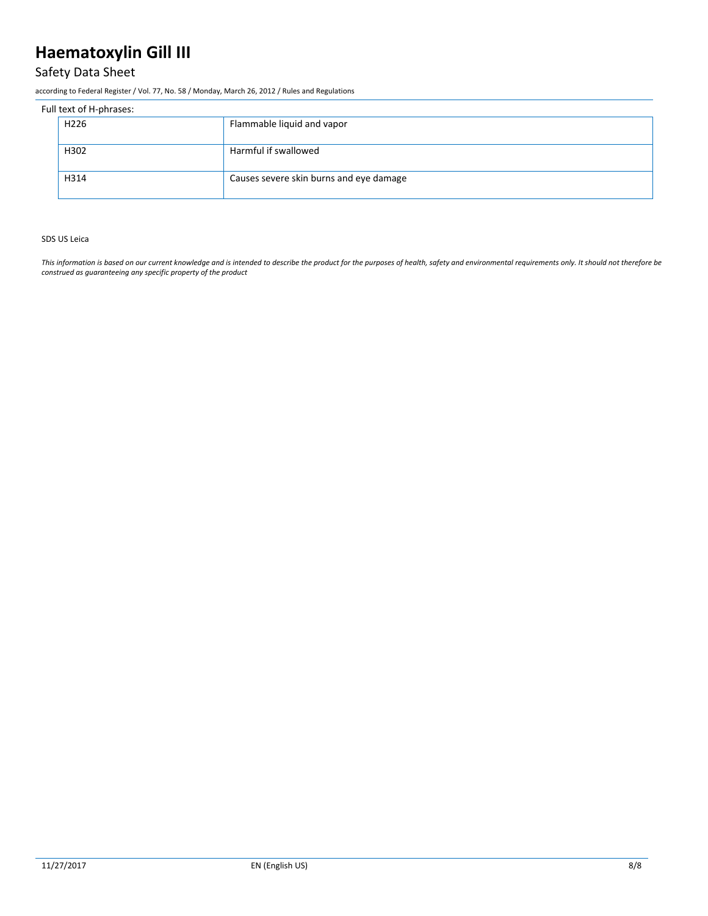Full text of H-phrases:

| | |
|---|---|
| H226 | Flammable liquid and vapor |
| H302 | Harmful if swallowed |
| H314 | Causes severe skin burns and eye damage |

SDS US Leica

*This information is based on our current knowledge and is intended to describe the product for the purposes of health, safety and environmental requirements only. It should not therefore be construed as guaranteeing any specific property of the product*